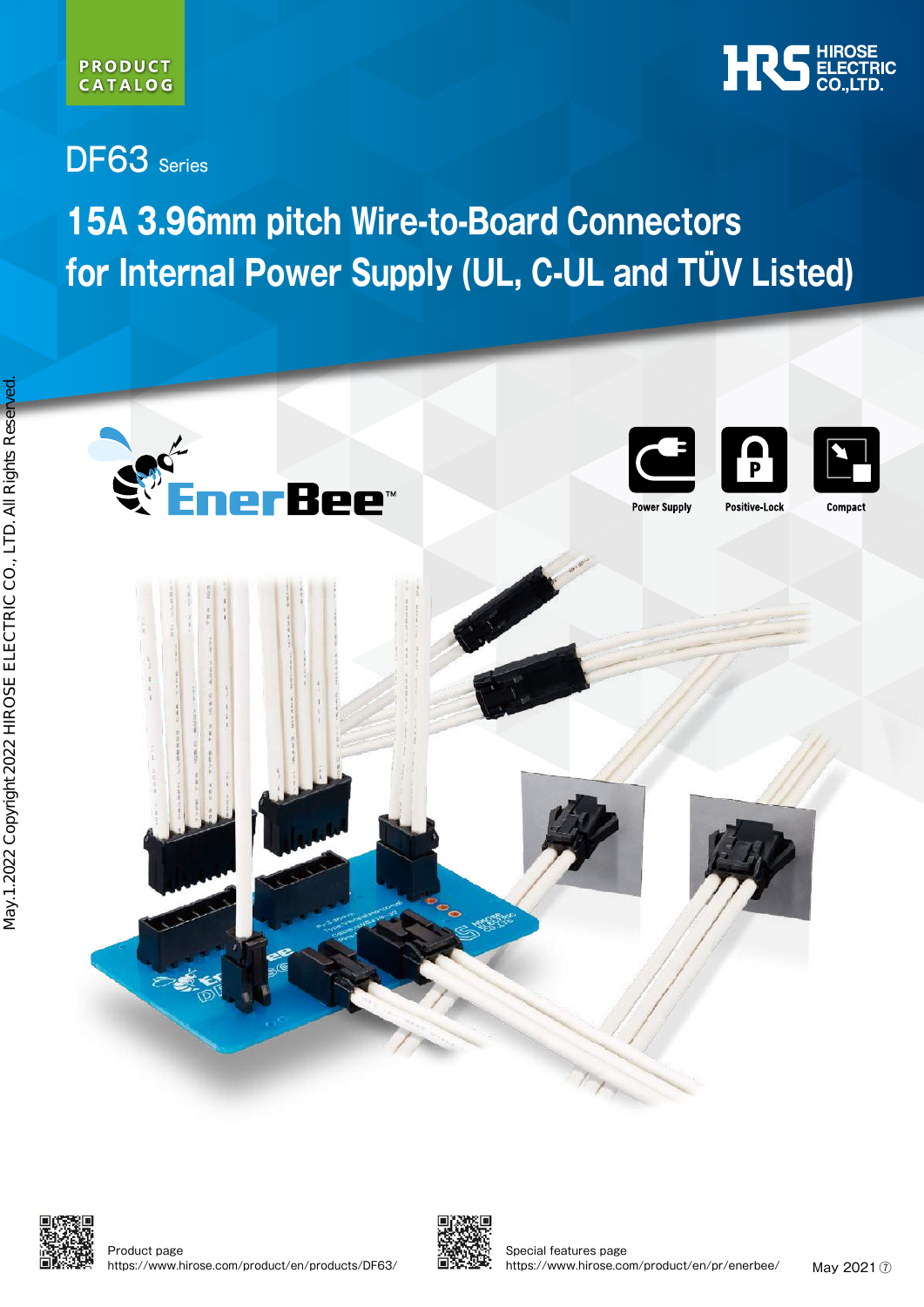PRODUCT CATALOG

HIROSE ELECTRIC CO.,LTD.

# DF63 Series

## 15A 3.96mm pitch Wire-to-Board Connectors for Internal Power Supply (UL, C-UL and TÜV Listed)

EnerBee™

Power Supply | Positive-Lock | Compact

Product page
https://www.hirose.com/product/en/products/DF63/

Special features page
https://www.hirose.com/product/en/pr/enerbee/

May 2021 ⑦

May.1.2022 Copyright 2022 HIROSE ELECTRIC CO., LTD. All Rights Reserved.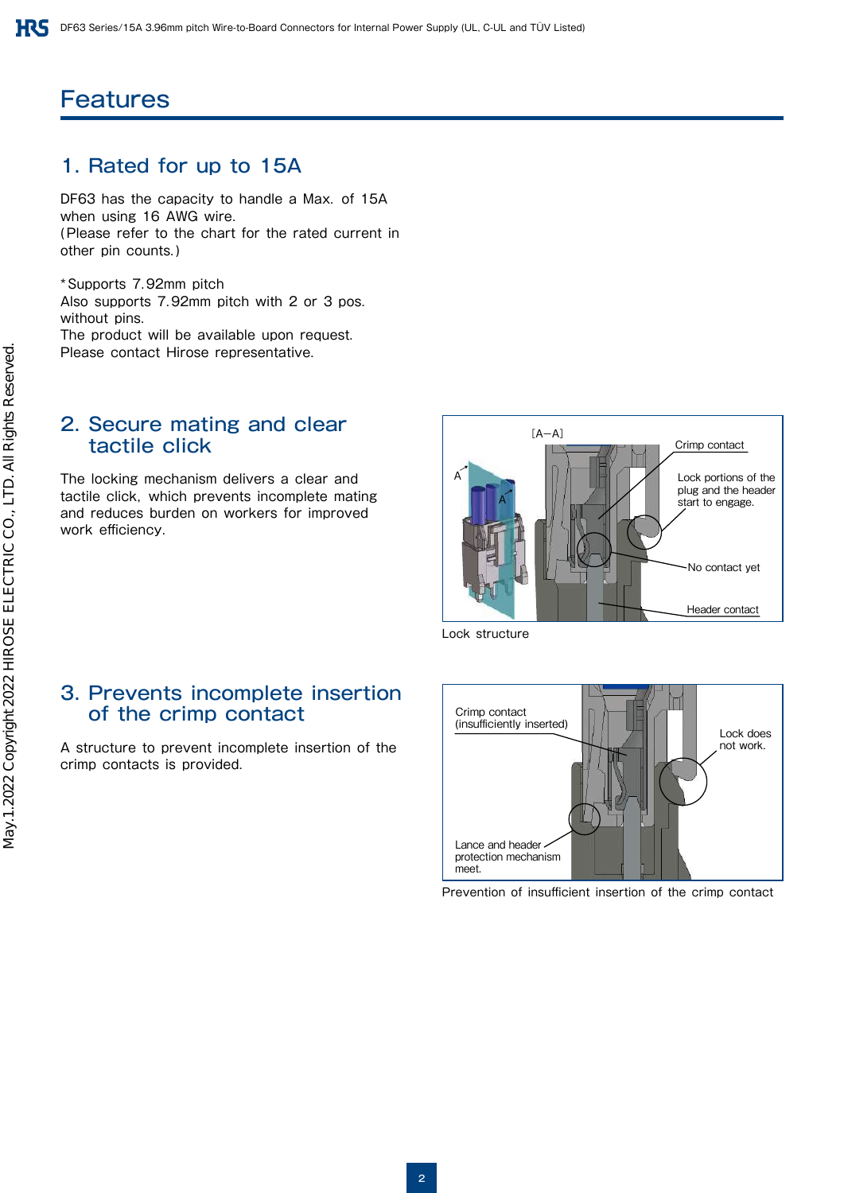# Features

## 1. Rated for up to 15A

DF63 has the capacity to handle a Max. of 15A when using 16 AWG wire.
(Please refer to the chart for the rated current in other pin counts.)

*Supports 7.92mm pitch
Also supports 7.92mm pitch with 2 or 3 pos. without pins.
The product will be available upon request.
Please contact Hirose representative.

## 2. Secure mating and clear tactile click

The locking mechanism delivers a clear and tactile click, which prevents incomplete mating and reduces burden on workers for improved work efficiency.

Lock structure

## 3. Prevents incomplete insertion of the crimp contact

A structure to prevent incomplete insertion of the crimp contacts is provided.

Prevention of insufficient insertion of the crimp contact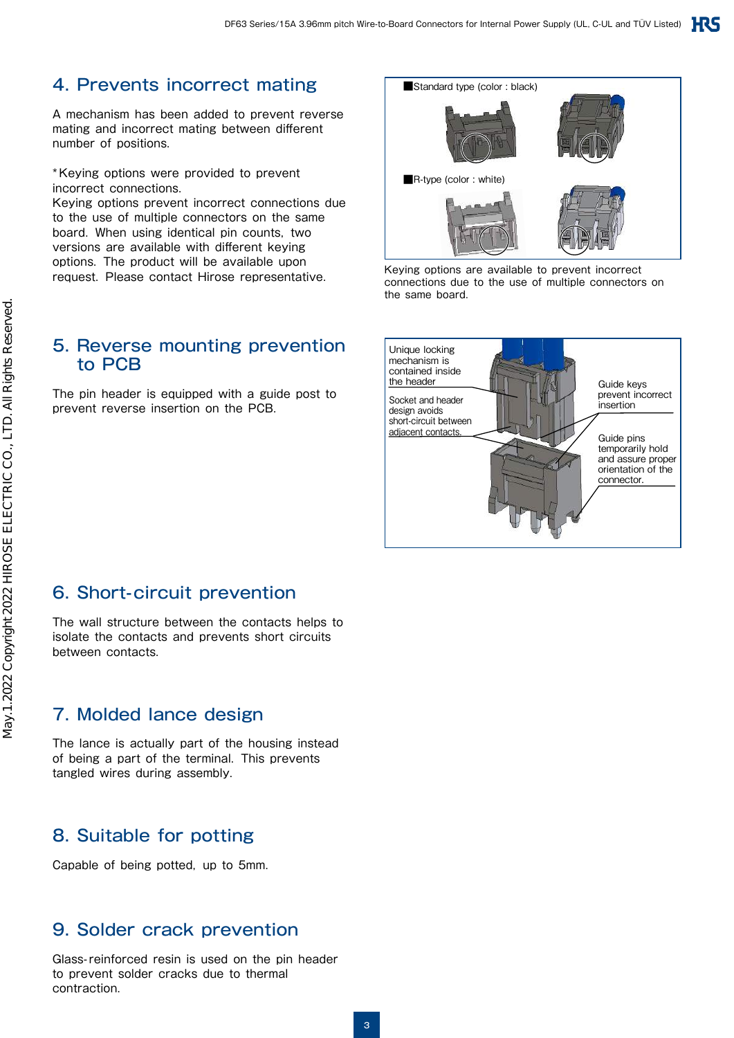## 4. Prevents incorrect mating

A mechanism has been added to prevent reverse mating and incorrect mating between different number of positions.

*Keying options were provided to prevent incorrect connections.
Keying options prevent incorrect connections due to the use of multiple connectors on the same board. When using identical pin counts, two versions are available with different keying options. The product will be available upon request. Please contact Hirose representative.

■Standard type (color : black)

■R-type (color : white)

Keying options are available to prevent incorrect connections due to the use of multiple connectors on the same board.

## 5. Reverse mounting prevention to PCB

The pin header is equipped with a guide post to prevent reverse insertion on the PCB.

Unique locking mechanism is contained inside the header

Socket and header design avoids short-circuit between adjacent contacts.

Guide keys prevent incorrect insertion

Guide pins temporarily hold and assure proper orientation of the connector.

## 6. Short-circuit prevention

The wall structure between the contacts helps to isolate the contacts and prevents short circuits between contacts.

## 7. Molded lance design

The lance is actually part of the housing instead of being a part of the terminal. This prevents tangled wires during assembly.

## 8. Suitable for potting

Capable of being potted, up to 5mm.

## 9. Solder crack prevention

Glass-reinforced resin is used on the pin header to prevent solder cracks due to thermal contraction.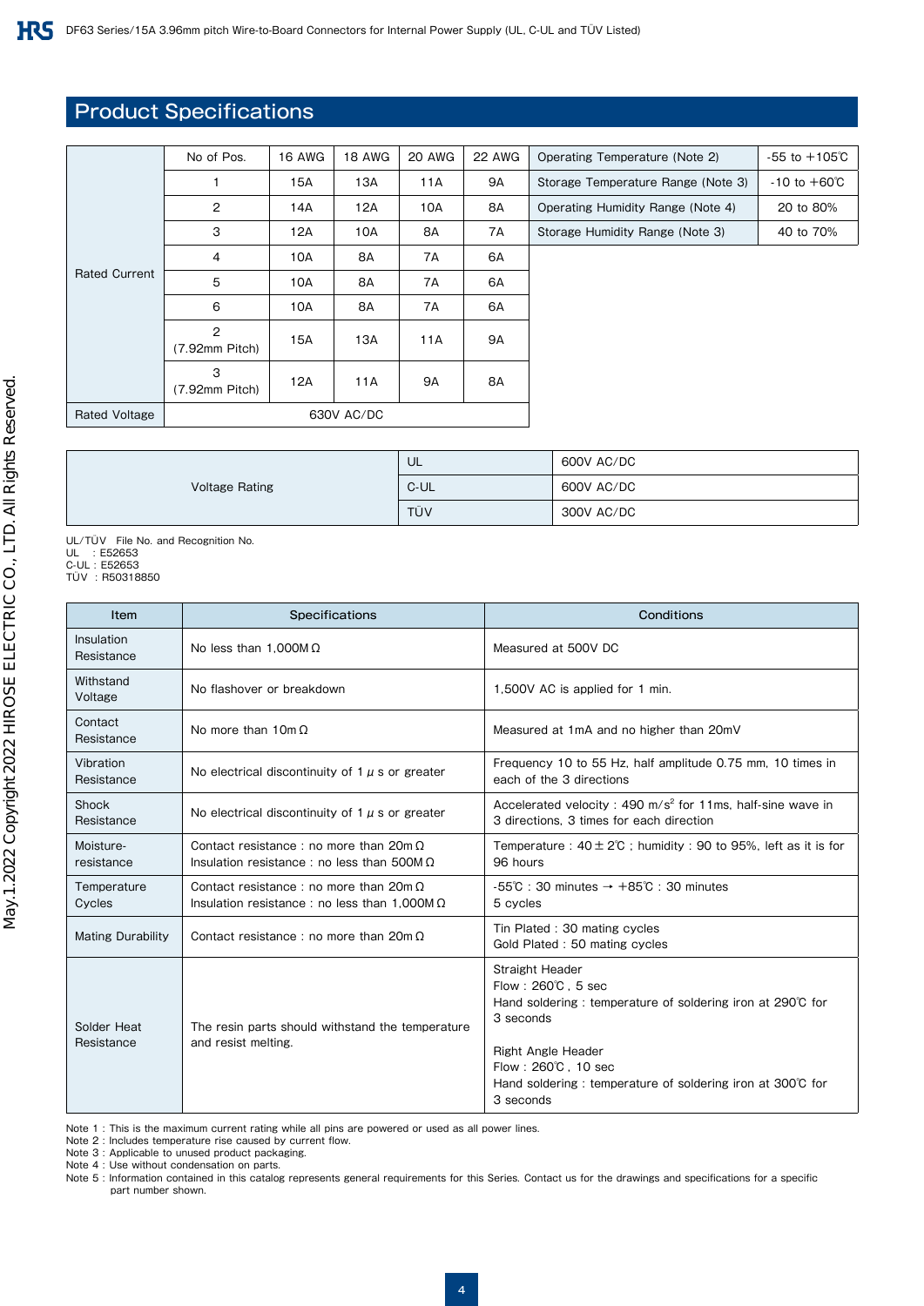## Product Specifications

| | No of Pos. | 16 AWG | 18 AWG | 20 AWG | 22 AWG |
|---|---|---|---|---|---|
| Rated Current | 1 | 15A | 13A | 11A | 9A |
| | 2 | 14A | 12A | 10A | 8A |
| | 3 | 12A | 10A | 8A | 7A |
| | 4 | 10A | 8A | 7A | 6A |
| | 5 | 10A | 8A | 7A | 6A |
| | 6 | 10A | 8A | 7A | 6A |
| | 2 (7.92mm Pitch) | 15A | 13A | 11A | 9A |
| | 3 (7.92mm Pitch) | 12A | 11A | 9A | 8A |
| Rated Voltage | 630V AC/DC | | | | |

| | |
|---|---|
| Operating Temperature (Note 2) | -55 to +105℃ |
| Storage Temperature Range (Note 3) | -10 to +60℃ |
| Operating Humidity Range (Note 4) | 20 to 80% |
| Storage Humidity Range (Note 3) | 40 to 70% |

| | | |
|---|---|---|
| Voltage Rating | UL | 600V AC/DC |
| | C-UL | 600V AC/DC |
| | TÜV | 300V AC/DC |

UL/TÜV File No. and Recognition No.
UL : E52653
C-UL : E52653
TÜV : R50318850

| Item | Specifications | Conditions |
|---|---|---|
| Insulation Resistance | No less than 1,000MΩ | Measured at 500V DC |
| Withstand Voltage | No flashover or breakdown | 1,500V AC is applied for 1 min. |
| Contact Resistance | No more than 10mΩ | Measured at 1mA and no higher than 20mV |
| Vibration Resistance | No electrical discontinuity of 1μs or greater | Frequency 10 to 55 Hz, half amplitude 0.75 mm, 10 times in each of the 3 directions |
| Shock Resistance | No electrical discontinuity of 1μs or greater | Accelerated velocity : 490 m/s² for 11ms, half-sine wave in 3 directions, 3 times for each direction |
| Moisture-resistance | Contact resistance : no more than 20mΩ<br>Insulation resistance : no less than 500MΩ | Temperature : 40±2℃ ; humidity : 90 to 95%, left as it is for 96 hours |
| Temperature Cycles | Contact resistance : no more than 20mΩ<br>Insulation resistance : no less than 1,000MΩ | -55℃ : 30 minutes → +85℃ : 30 minutes<br>5 cycles |
| Mating Durability | Contact resistance : no more than 20mΩ | Tin Plated : 30 mating cycles<br>Gold Plated : 50 mating cycles |
| Solder Heat Resistance | The resin parts should withstand the temperature and resist melting. | Straight Header<br>Flow : 260℃, 5 sec<br>Hand soldering : temperature of soldering iron at 290℃ for 3 seconds<br><br>Right Angle Header<br>Flow : 260℃, 10 sec<br>Hand soldering : temperature of soldering iron at 300℃ for 3 seconds |

Note 1 : This is the maximum current rating while all pins are powered or used as all power lines.
Note 2 : Includes temperature rise caused by current flow.
Note 3 : Applicable to unused product packaging.
Note 4 : Use without condensation on parts.
Note 5 : Information contained in this catalog represents general requirements for this Series. Contact us for the drawings and specifications for a specific part number shown.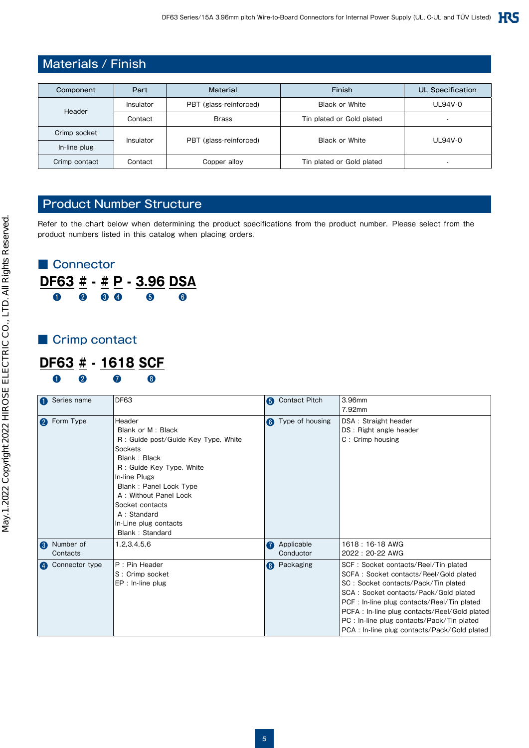## Materials / Finish

| Component | Part | Material | Finish | UL Specification |
|---|---|---|---|---|
| Header | Insulator | PBT (glass-reinforced) | Black or White | UL94V-0 |
| | Contact | Brass | Tin plated or Gold plated | - |
| Crimp socket | Insulator | PBT (glass-reinforced) | Black or White | UL94V-0 |
| In-line plug | | | | |
| Crimp contact | Contact | Copper alloy | Tin plated or Gold plated | - |

## Product Number Structure

Refer to the chart below when determining the product specifications from the product number. Please select from the product numbers listed in this catalog when placing orders.

### ■ Connector

**DF63 # - # P - 3.96 DSA**

❶ ❷ ❸ ❹ ❺ ❻

### ■ Crimp contact

**DF63 # - 1618 SCF**

❶ ❷ ❼ ❽

| | | | |
|---|---|---|---|
| ❶ Series name | DF63 | ❺ Contact Pitch | 3.96mm<br>7.92mm |
| ❷ Form Type | Header<br>Blank or M : Black<br>R : Guide post/Guide Key Type, White<br>Sockets<br>Blank : Black<br>R : Guide Key Type, White<br>In-line Plugs<br>Blank : Panel Lock Type<br>A : Without Panel Lock<br>Socket contacts<br>A : Standard<br>In-Line plug contacts<br>Blank : Standard | ❻ Type of housing | DSA : Straight header<br>DS : Right angle header<br>C : Crimp housing |
| ❸ Number of Contacts | 1,2,3,4,5,6 | ❼ Applicable Conductor | 1618 : 16-18 AWG<br>2022 : 20-22 AWG |
| ❹ Connector type | P : Pin Header<br>S : Crimp socket<br>EP : In-line plug | ❽ Packaging | SCF : Socket contacts/Reel/Tin plated<br>SCFA : Socket contacts/Reel/Gold plated<br>SC : Socket contacts/Pack/Tin plated<br>SCA : Socket contacts/Pack/Gold plated<br>PCF : In-line plug contacts/Reel/Tin plated<br>PCFA : In-line plug contacts/Reel/Gold plated<br>PC : In-line plug contacts/Pack/Tin plated<br>PCA : In-line plug contacts/Pack/Gold plated |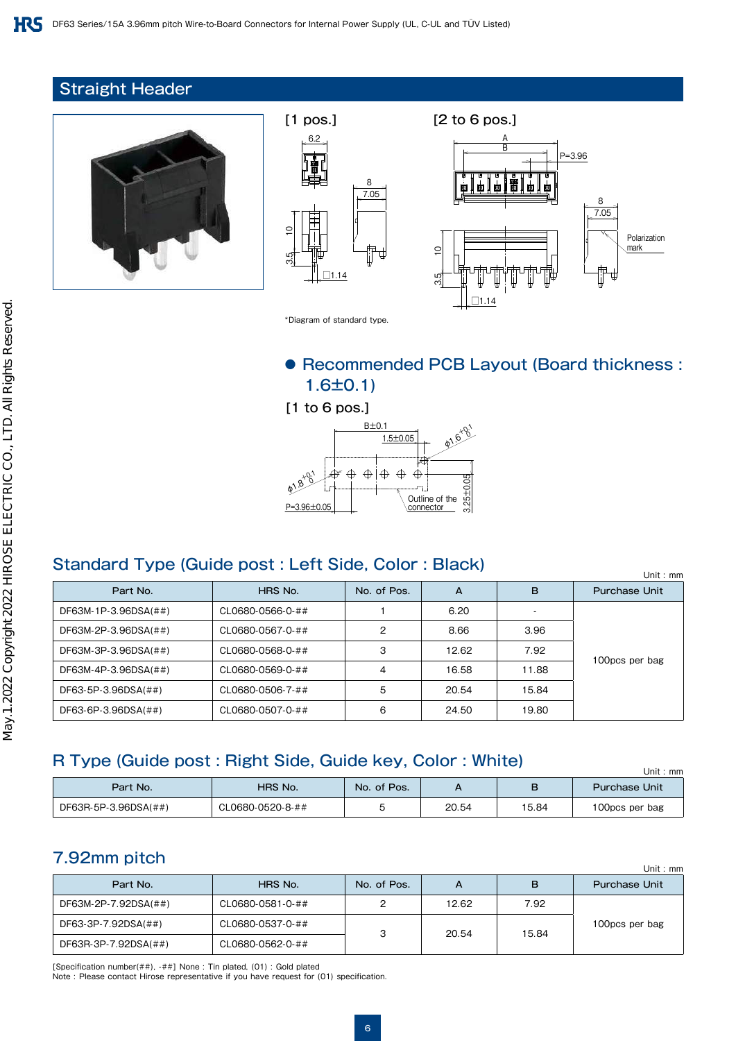## Straight Header

[1 pos.]

[2 to 6 pos.]

*Diagram of standard type.

● Recommended PCB Layout (Board thickness : 1.6±0.1)

[1 to 6 pos.]

### Standard Type (Guide post : Left Side, Color : Black)

Unit : mm

| Part No. | HRS No. | No. of Pos. | A | B | Purchase Unit |
|---|---|---|---|---|---|
| DF63M-1P-3.96DSA(##) | CL0680-0566-0-## | 1 | 6.20 | - | 100pcs per bag |
| DF63M-2P-3.96DSA(##) | CL0680-0567-0-## | 2 | 8.66 | 3.96 | |
| DF63M-3P-3.96DSA(##) | CL0680-0568-0-## | 3 | 12.62 | 7.92 | |
| DF63M-4P-3.96DSA(##) | CL0680-0569-0-## | 4 | 16.58 | 11.88 | |
| DF63-5P-3.96DSA(##) | CL0680-0506-7-## | 5 | 20.54 | 15.84 | |
| DF63-6P-3.96DSA(##) | CL0680-0507-0-## | 6 | 24.50 | 19.80 | |

### R Type (Guide post : Right Side, Guide key, Color : White)

Unit : mm

| Part No. | HRS No. | No. of Pos. | A | B | Purchase Unit |
|---|---|---|---|---|---|
| DF63R-5P-3.96DSA(##) | CL0680-0520-8-## | 5 | 20.54 | 15.84 | 100pcs per bag |

### 7.92mm pitch

Unit : mm

| Part No. | HRS No. | No. of Pos. | A | B | Purchase Unit |
|---|---|---|---|---|---|
| DF63M-2P-7.92DSA(##) | CL0680-0581-0-## | 2 | 12.62 | 7.92 | 100pcs per bag |
| DF63-3P-7.92DSA(##) | CL0680-0537-0-## | 3 | 20.54 | 15.84 | |
| DF63R-3P-7.92DSA(##) | CL0680-0562-0-## | | | | |

[Specification number(##), -##] None : Tin plated, (01) : Gold plated
Note : Please contact Hirose representative if you have request for (01) specification.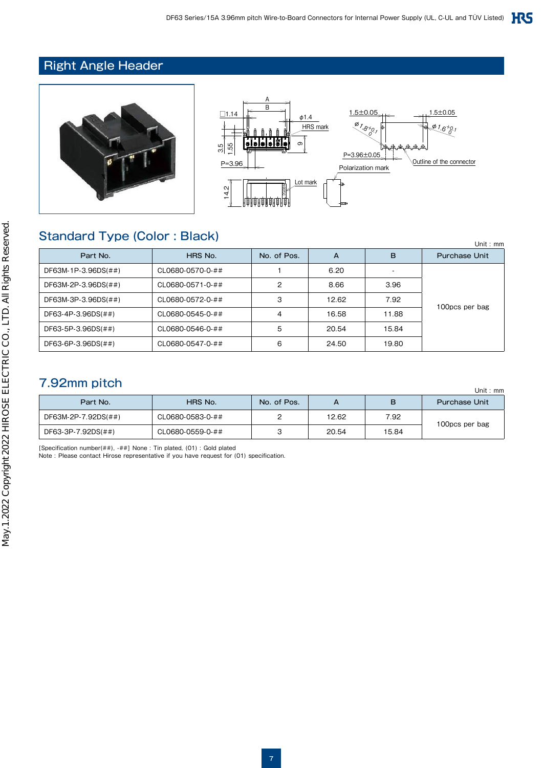## Right Angle Header

## Standard Type (Color : Black)

Unit : mm

| Part No. | HRS No. | No. of Pos. | A | B | Purchase Unit |
|---|---|---|---|---|---|
| DF63M-1P-3.96DS(##) | CL0680-0570-0-## | 1 | 6.20 | - | 100pcs per bag |
| DF63M-2P-3.96DS(##) | CL0680-0571-0-## | 2 | 8.66 | 3.96 | |
| DF63M-3P-3.96DS(##) | CL0680-0572-0-## | 3 | 12.62 | 7.92 | |
| DF63-4P-3.96DS(##) | CL0680-0545-0-## | 4 | 16.58 | 11.88 | |
| DF63-5P-3.96DS(##) | CL0680-0546-0-## | 5 | 20.54 | 15.84 | |
| DF63-6P-3.96DS(##) | CL0680-0547-0-## | 6 | 24.50 | 19.80 | |

## 7.92mm pitch

Unit : mm

| Part No. | HRS No. | No. of Pos. | A | B | Purchase Unit |
|---|---|---|---|---|---|
| DF63M-2P-7.92DS(##) | CL0680-0583-0-## | 2 | 12.62 | 7.92 | 100pcs per bag |
| DF63-3P-7.92DS(##) | CL0680-0559-0-## | 3 | 20.54 | 15.84 | |

[Specification number(##), -##] None : Tin plated, (01) : Gold plated
Note : Please contact Hirose representative if you have request for (01) specification.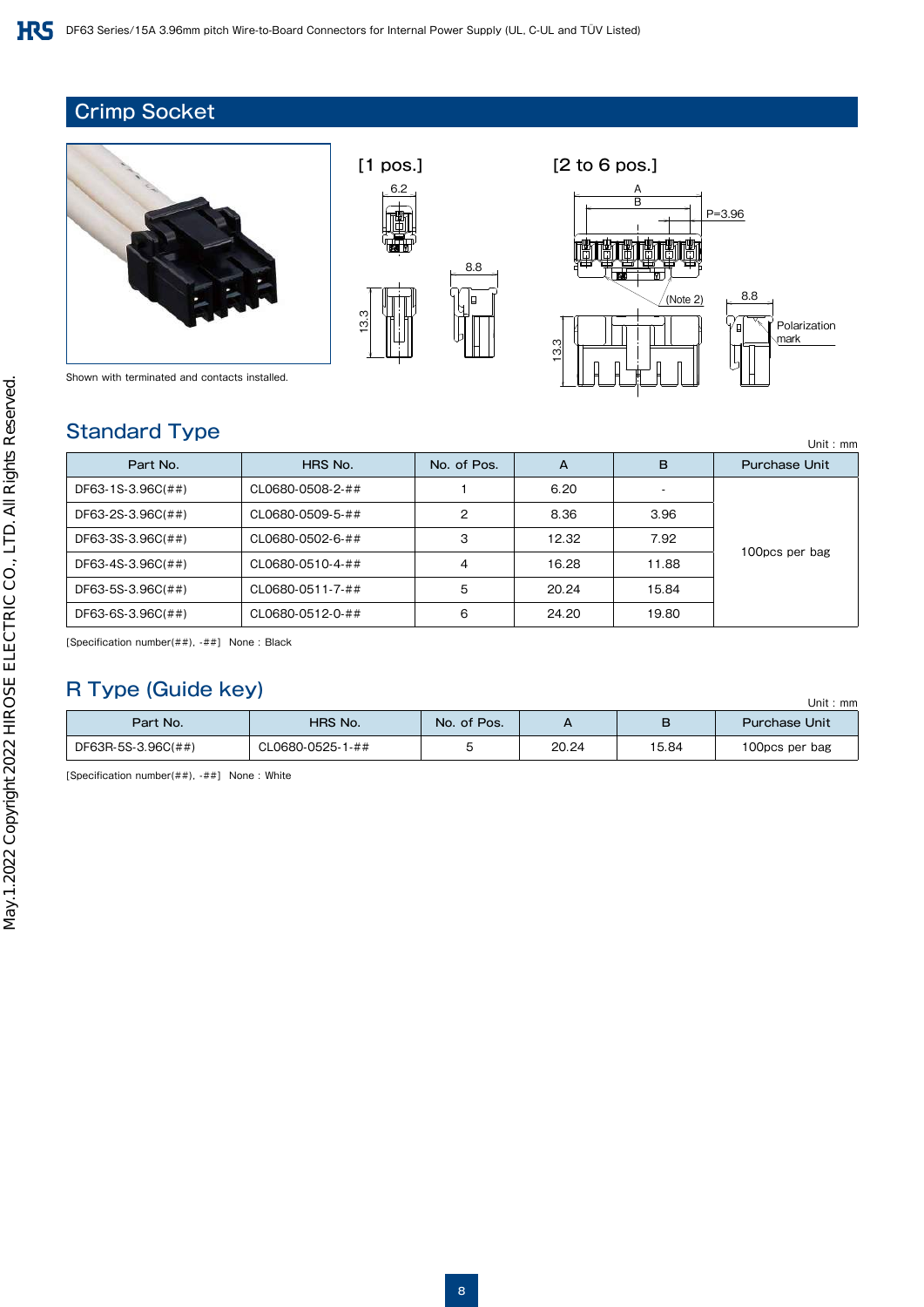## Crimp Socket

Shown with terminated and contacts installed.

[1 pos.]

6.2

8.8

13.3

[2 to 6 pos.]

A

B

P=3.96

(Note 2)

8.8

Polarization mark

13.3

## Standard Type

Unit : mm

| Part No. | HRS No. | No. of Pos. | A | B | Purchase Unit |
|---|---|---|---|---|---|
| DF63-1S-3.96C(##) | CL0680-0508-2-## | 1 | 6.20 | - | 100pcs per bag |
| DF63-2S-3.96C(##) | CL0680-0509-5-## | 2 | 8.36 | 3.96 | |
| DF63-3S-3.96C(##) | CL0680-0502-6-## | 3 | 12.32 | 7.92 | |
| DF63-4S-3.96C(##) | CL0680-0510-4-## | 4 | 16.28 | 11.88 | |
| DF63-5S-3.96C(##) | CL0680-0511-7-## | 5 | 20.24 | 15.84 | |
| DF63-6S-3.96C(##) | CL0680-0512-0-## | 6 | 24.20 | 19.80 | |

[Specification number(##), -##] None : Black

## R Type (Guide key)

Unit : mm

| Part No. | HRS No. | No. of Pos. | A | B | Purchase Unit |
|---|---|---|---|---|---|
| DF63R-5S-3.96C(##) | CL0680-0525-1-## | 5 | 20.24 | 15.84 | 100pcs per bag |

[Specification number(##), -##] None : White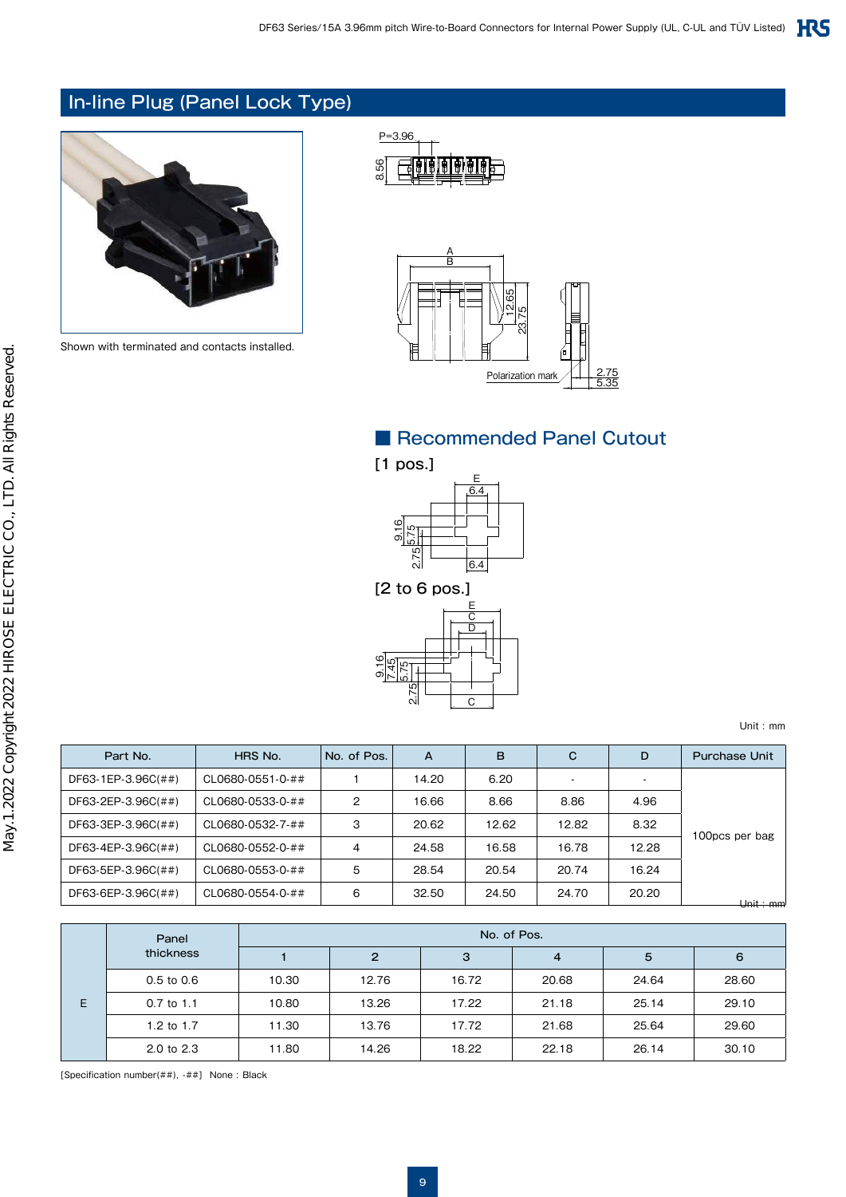## In-line Plug (Panel Lock Type)

Shown with terminated and contacts installed.

### Recommended Panel Cutout

[1 pos.]

[2 to 6 pos.]

Unit : mm

| Part No. | HRS No. | No. of Pos. | A | B | C | D | Purchase Unit |
|---|---|---|---|---|---|---|---|
| DF63-1EP-3.96C(##) | CL0680-0551-0-## | 1 | 14.20 | 6.20 | - | - | 100pcs per bag |
| DF63-2EP-3.96C(##) | CL0680-0533-0-## | 2 | 16.66 | 8.66 | 8.86 | 4.96 | |
| DF63-3EP-3.96C(##) | CL0680-0532-7-## | 3 | 20.62 | 12.62 | 12.82 | 8.32 | |
| DF63-4EP-3.96C(##) | CL0680-0552-0-## | 4 | 24.58 | 16.58 | 16.78 | 12.28 | |
| DF63-5EP-3.96C(##) | CL0680-0553-0-## | 5 | 28.54 | 20.54 | 20.74 | 16.24 | |
| DF63-6EP-3.96C(##) | CL0680-0554-0-## | 6 | 32.50 | 24.50 | 24.70 | 20.20 | |

Unit : mm

| | Panel thickness | No. of Pos. | | | | | |
|---|---|---|---|---|---|---|---|
| | | 1 | 2 | 3 | 4 | 5 | 6 |
| E | 0.5 to 0.6 | 10.30 | 12.76 | 16.72 | 20.68 | 24.64 | 28.60 |
| | 0.7 to 1.1 | 10.80 | 13.26 | 17.22 | 21.18 | 25.14 | 29.10 |
| | 1.2 to 1.7 | 11.30 | 13.76 | 17.72 | 21.68 | 25.64 | 29.60 |
| | 2.0 to 2.3 | 11.80 | 14.26 | 18.22 | 22.18 | 26.14 | 30.10 |

[Specification number(##), -##] None : Black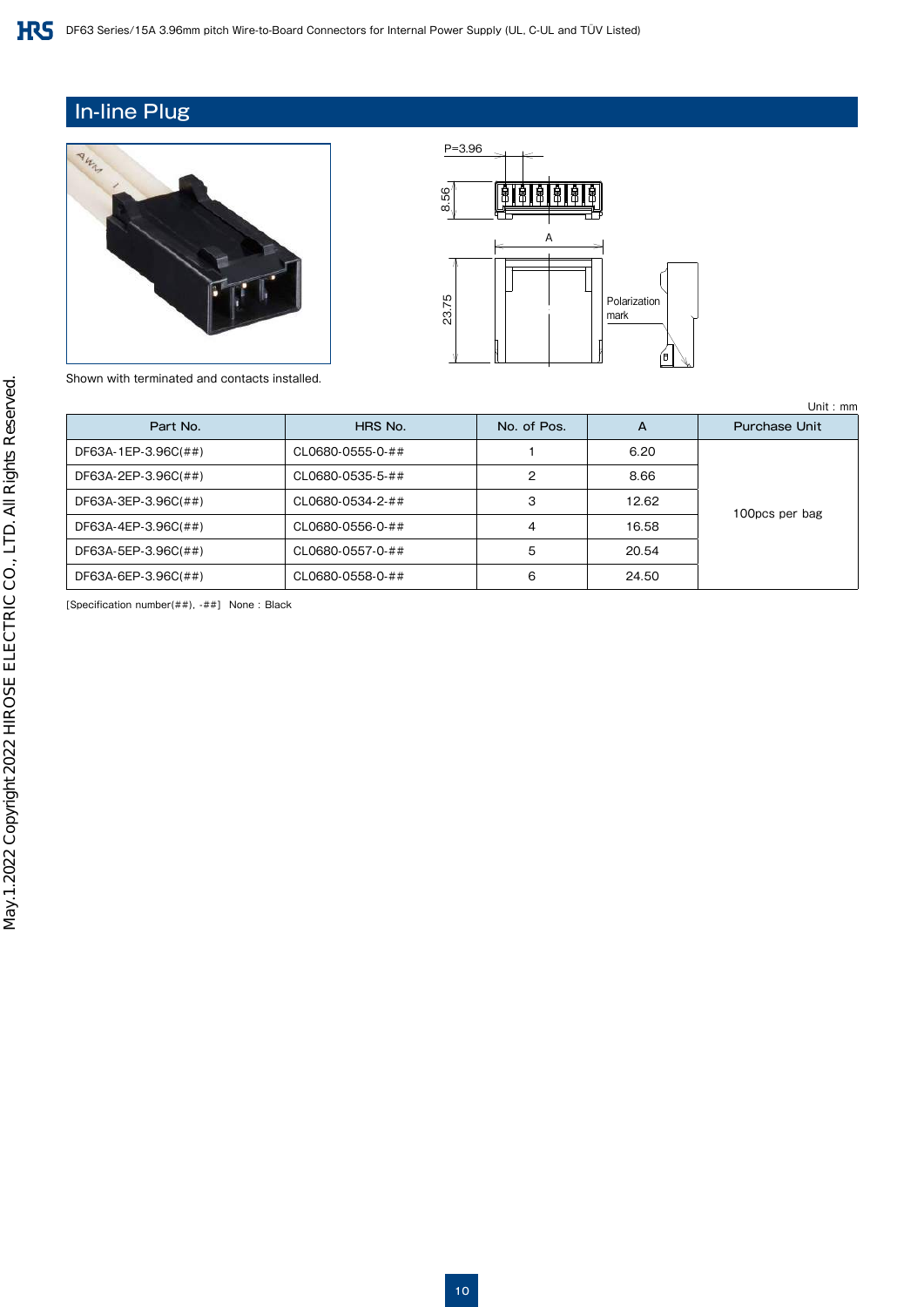## In-line Plug

Shown with terminated and contacts installed.

P=3.96

8.56

A

23.75

Polarization mark

Unit : mm

| Part No. | HRS No. | No. of Pos. | A | Purchase Unit |
|---|---|---|---|---|
| DF63A-1EP-3.96C(##) | CL0680-0555-0-## | 1 | 6.20 | 100pcs per bag |
| DF63A-2EP-3.96C(##) | CL0680-0535-5-## | 2 | 8.66 | |
| DF63A-3EP-3.96C(##) | CL0680-0534-2-## | 3 | 12.62 | |
| DF63A-4EP-3.96C(##) | CL0680-0556-0-## | 4 | 16.58 | |
| DF63A-5EP-3.96C(##) | CL0680-0557-0-## | 5 | 20.54 | |
| DF63A-6EP-3.96C(##) | CL0680-0558-0-## | 6 | 24.50 | |

[Specification number(##), -##] None : Black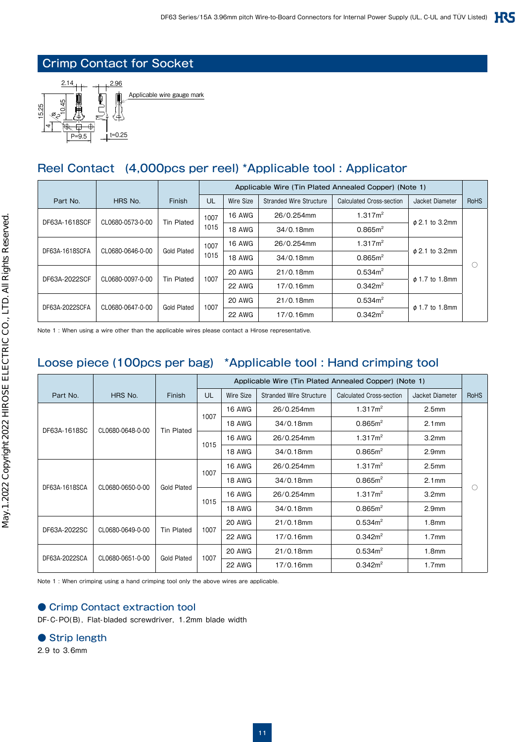## Crimp Contact for Socket

2.14 2.96

Applicable wire gauge mark

15.25 10.45 8.5 4 P=9.5 t=0.25

## Reel Contact (4,000pcs per reel) *Applicable tool : Applicator

| Part No. | HRS No. | Finish | Applicable Wire (Tin Plated Annealed Copper) (Note 1) | | | | | RoHS |
|---|---|---|---|---|---|---|---|---|
| | | | UL | Wire Size | Stranded Wire Structure | Calculated Cross-section | Jacket Diameter | |
| DF63A-1618SCF | CL0680-0573-0-00 | Tin Plated | 1007 1015 | 16 AWG | 26/0.254mm | 1.317m² | ϕ2.1 to 3.2mm | ○ |
| | | | | 18 AWG | 34/0.18mm | 0.865m² | | |
| DF63A-1618SCFA | CL0680-0646-0-00 | Gold Plated | 1007 1015 | 16 AWG | 26/0.254mm | 1.317m² | ϕ2.1 to 3.2mm | |
| | | | | 18 AWG | 34/0.18mm | 0.865m² | | |
| DF63A-2022SCF | CL0680-0097-0-00 | Tin Plated | 1007 | 20 AWG | 21/0.18mm | 0.534m² | ϕ1.7 to 1.8mm | |
| | | | | 22 AWG | 17/0.16mm | 0.342m² | | |
| DF63A-2022SCFA | CL0680-0647-0-00 | Gold Plated | 1007 | 20 AWG | 21/0.18mm | 0.534m² | ϕ1.7 to 1.8mm | |
| | | | | 22 AWG | 17/0.16mm | 0.342m² | | |

Note 1 : When using a wire other than the applicable wires please contact a Hirose representative.

## Loose piece (100pcs per bag) *Applicable tool : Hand crimping tool

| Part No. | HRS No. | Finish | Applicable Wire (Tin Plated Annealed Copper) (Note 1) | | | | | RoHS |
|---|---|---|---|---|---|---|---|---|
| | | | UL | Wire Size | Stranded Wire Structure | Calculated Cross-section | Jacket Diameter | |
| DF63A-1618SC | CL0680-0648-0-00 | Tin Plated | 1007 | 16 AWG | 26/0.254mm | 1.317m² | 2.5mm | ○ |
| | | | | 18 AWG | 34/0.18mm | 0.865m² | 2.1mm | |
| | | | 1015 | 16 AWG | 26/0.254mm | 1.317m² | 3.2mm | |
| | | | | 18 AWG | 34/0.18mm | 0.865m² | 2.9mm | |
| DF63A-1618SCA | CL0680-0650-0-00 | Gold Plated | 1007 | 16 AWG | 26/0.254mm | 1.317m² | 2.5mm | |
| | | | | 18 AWG | 34/0.18mm | 0.865m² | 2.1mm | |
| | | | 1015 | 16 AWG | 26/0.254mm | 1.317m² | 3.2mm | |
| | | | | 18 AWG | 34/0.18mm | 0.865m² | 2.9mm | |
| DF63A-2022SC | CL0680-0649-0-00 | Tin Plated | 1007 | 20 AWG | 21/0.18mm | 0.534m² | 1.8mm | |
| | | | | 22 AWG | 17/0.16mm | 0.342m² | 1.7mm | |
| DF63A-2022SCA | CL0680-0651-0-00 | Gold Plated | 1007 | 20 AWG | 21/0.18mm | 0.534m² | 1.8mm | |
| | | | | 22 AWG | 17/0.16mm | 0.342m² | 1.7mm | |

Note 1 : When crimping using a hand crimping tool only the above wires are applicable.

### ● Crimp Contact extraction tool

DF-C-PO(B), Flat-bladed screwdriver, 1.2mm blade width

### ● Strip length

2.9 to 3.6mm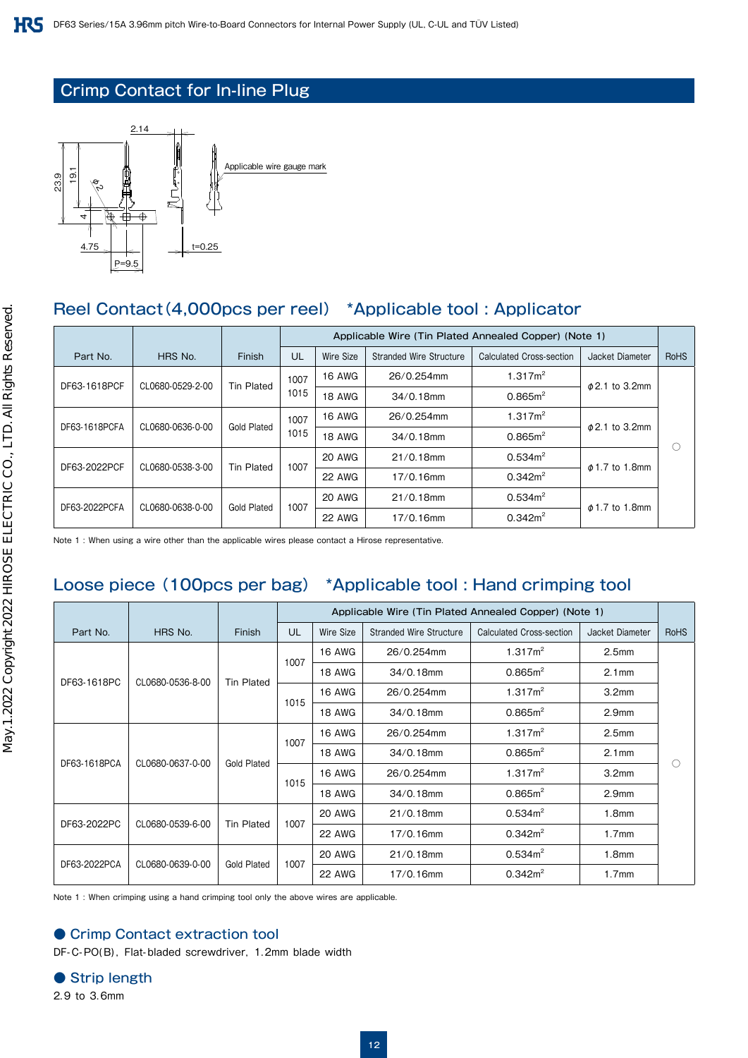## Crimp Contact for In-line Plug

2.14

23.9 19.1 φ2 4

Applicable wire gauge mark

4.75 P=9.5 t=0.25

## Reel Contact (4,000pcs per reel)　*Applicable tool : Applicator

| Part No. | HRS No. | Finish | Applicable Wire (Tin Plated Annealed Copper) (Note 1) | | | | | RoHS |
|---|---|---|---|---|---|---|---|---|
| | | | UL | Wire Size | Stranded Wire Structure | Calculated Cross-section | Jacket Diameter | |
| DF63-1618PCF | CL0680-0529-2-00 | Tin Plated | 1007 1015 | 16 AWG | 26/0.254mm | 1.317m² | φ2.1 to 3.2mm | ○ |
| | | | | 18 AWG | 34/0.18mm | 0.865m² | | |
| DF63-1618PCFA | CL0680-0636-0-00 | Gold Plated | 1007 1015 | 16 AWG | 26/0.254mm | 1.317m² | φ2.1 to 3.2mm | |
| | | | | 18 AWG | 34/0.18mm | 0.865m² | | |
| DF63-2022PCF | CL0680-0538-3-00 | Tin Plated | 1007 | 20 AWG | 21/0.18mm | 0.534m² | φ1.7 to 1.8mm | |
| | | | | 22 AWG | 17/0.16mm | 0.342m² | | |
| DF63-2022PCFA | CL0680-0638-0-00 | Gold Plated | 1007 | 20 AWG | 21/0.18mm | 0.534m² | φ1.7 to 1.8mm | |
| | | | | 22 AWG | 17/0.16mm | 0.342m² | | |

Note 1 : When using a wire other than the applicable wires please contact a Hirose representative.

## Loose piece (100pcs per bag)　*Applicable tool : Hand crimping tool

| Part No. | HRS No. | Finish | Applicable Wire (Tin Plated Annealed Copper) (Note 1) | | | | | RoHS |
|---|---|---|---|---|---|---|---|---|
| | | | UL | Wire Size | Stranded Wire Structure | Calculated Cross-section | Jacket Diameter | |
| DF63-1618PC | CL0680-0536-8-00 | Tin Plated | 1007 | 16 AWG | 26/0.254mm | 1.317m² | 2.5mm | ○ |
| | | | | 18 AWG | 34/0.18mm | 0.865m² | 2.1mm | |
| | | | 1015 | 16 AWG | 26/0.254mm | 1.317m² | 3.2mm | |
| | | | | 18 AWG | 34/0.18mm | 0.865m² | 2.9mm | |
| DF63-1618PCA | CL0680-0637-0-00 | Gold Plated | 1007 | 16 AWG | 26/0.254mm | 1.317m² | 2.5mm | |
| | | | | 18 AWG | 34/0.18mm | 0.865m² | 2.1mm | |
| | | | 1015 | 16 AWG | 26/0.254mm | 1.317m² | 3.2mm | |
| | | | | 18 AWG | 34/0.18mm | 0.865m² | 2.9mm | |
| DF63-2022PC | CL0680-0539-6-00 | Tin Plated | 1007 | 20 AWG | 21/0.18mm | 0.534m² | 1.8mm | |
| | | | | 22 AWG | 17/0.16mm | 0.342m² | 1.7mm | |
| DF63-2022PCA | CL0680-0639-0-00 | Gold Plated | 1007 | 20 AWG | 21/0.18mm | 0.534m² | 1.8mm | |
| | | | | 22 AWG | 17/0.16mm | 0.342m² | 1.7mm | |

Note 1 : When crimping using a hand crimping tool only the above wires are applicable.

### ● Crimp Contact extraction tool

DF-C-PO(B), Flat-bladed screwdriver, 1.2mm blade width

### ● Strip length

2.9 to 3.6mm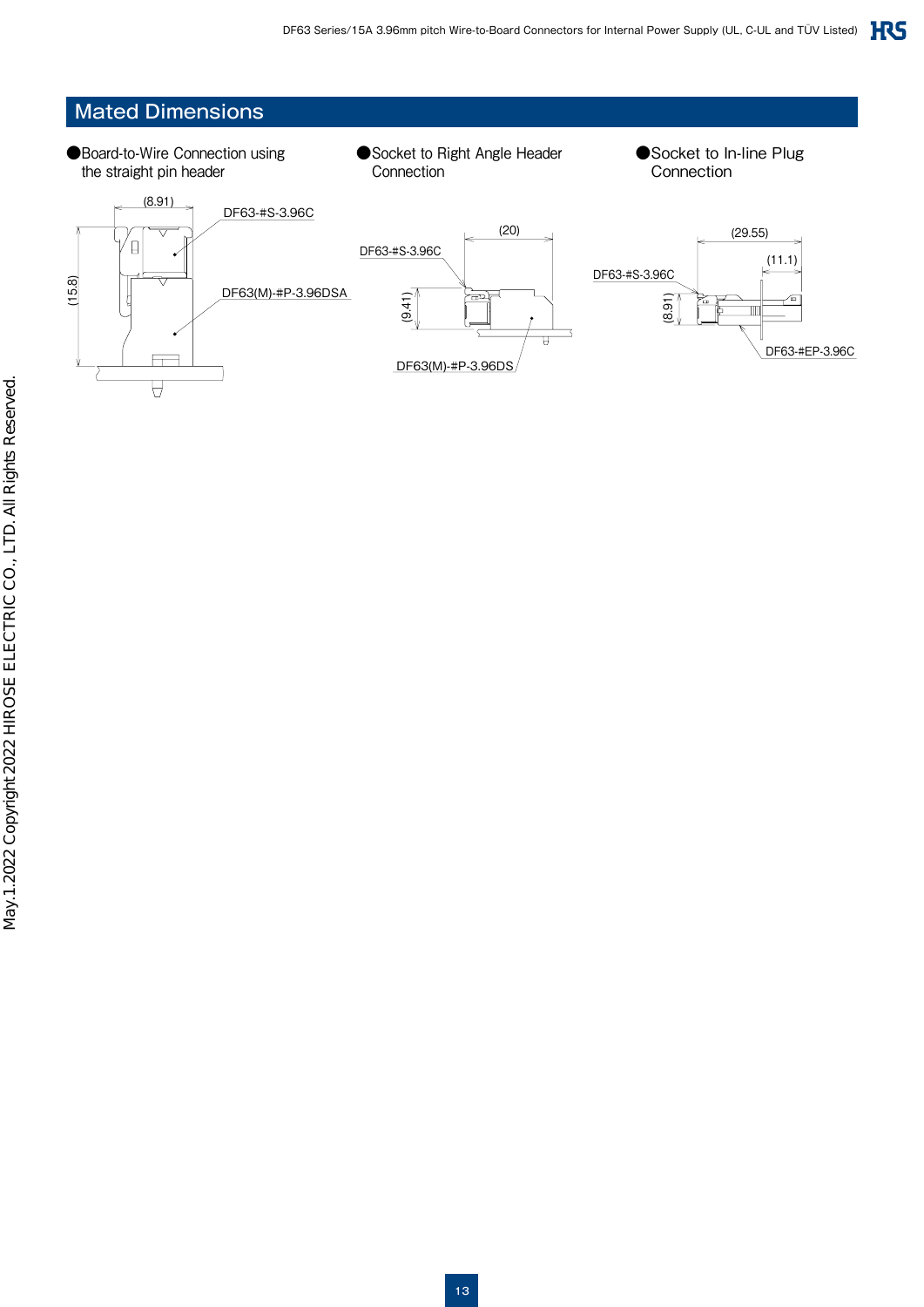## Mated Dimensions

● Board-to-Wire Connection using the straight pin header

(8.91)

DF63-#S-3.96C

(15.8)

DF63(M)-#P-3.96DSA

● Socket to Right Angle Header Connection

(20)

DF63-#S-3.96C

(9.41)

DF63(M)-#P-3.96DS

● Socket to In-line Plug Connection

(29.55)

(11.1)

DF63-#S-3.96C

(8.91)

DF63-#EP-3.96C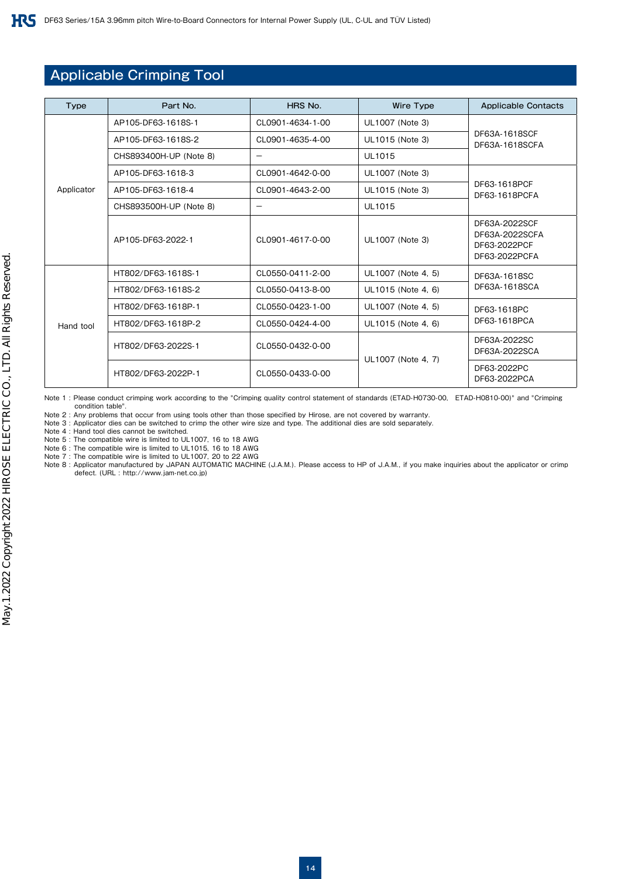## Applicable Crimping Tool

| Type | Part No. | HRS No. | Wire Type | Applicable Contacts |
|---|---|---|---|---|
| Applicator | AP105-DF63-1618S-1 | CL0901-4634-1-00 | UL1007 (Note 3) | DF63A-1618SCF<br>DF63A-1618SCFA |
| | AP105-DF63-1618S-2 | CL0901-4635-4-00 | UL1015 (Note 3) | |
| | CHS893400H-UP (Note 8) | – | UL1015 | |
| | AP105-DF63-1618-3 | CL0901-4642-0-00 | UL1007 (Note 3) | DF63-1618PCF<br>DF63-1618PCFA |
| | AP105-DF63-1618-4 | CL0901-4643-2-00 | UL1015 (Note 3) | |
| | CHS893500H-UP (Note 8) | – | UL1015 | |
| | AP105-DF63-2022-1 | CL0901-4617-0-00 | UL1007 (Note 3) | DF63A-2022SCF<br>DF63A-2022SCFA<br>DF63-2022PCF<br>DF63-2022PCFA |
| Hand tool | HT802/DF63-1618S-1 | CL0550-0411-2-00 | UL1007 (Note 4, 5) | DF63A-1618SC<br>DF63A-1618SCA |
| | HT802/DF63-1618S-2 | CL0550-0413-8-00 | UL1015 (Note 4, 6) | |
| | HT802/DF63-1618P-1 | CL0550-0423-1-00 | UL1007 (Note 4, 5) | DF63-1618PC<br>DF63-1618PCA |
| | HT802/DF63-1618P-2 | CL0550-0424-4-00 | UL1015 (Note 4, 6) | |
| | HT802/DF63-2022S-1 | CL0550-0432-0-00 | UL1007 (Note 4, 7) | DF63A-2022SC<br>DF63A-2022SCA |
| | HT802/DF63-2022P-1 | CL0550-0433-0-00 | | DF63-2022PC<br>DF63-2022PCA |

Note 1 : Please conduct crimping work according to the "Crimping quality control statement of standards (ETAD-H0730-00, ETAD-H0810-00)" and "Crimping condition table".
Note 2 : Any problems that occur from using tools other than those specified by Hirose, are not covered by warranty.
Note 3 : Applicator dies can be switched to crimp the other wire size and type. The additional dies are sold separately.
Note 4 : Hand tool dies cannot be switched.
Note 5 : The compatible wire is limited to UL1007, 16 to 18 AWG
Note 6 : The compatible wire is limited to UL1015, 16 to 18 AWG
Note 7 : The compatible wire is limited to UL1007, 20 to 22 AWG
Note 8 : Applicator manufactured by JAPAN AUTOMATIC MACHINE (J.A.M.). Please access to HP of J.A.M., if you make inquiries about the applicator or crimp defect. (URL : http://www.jam-net.co.jp)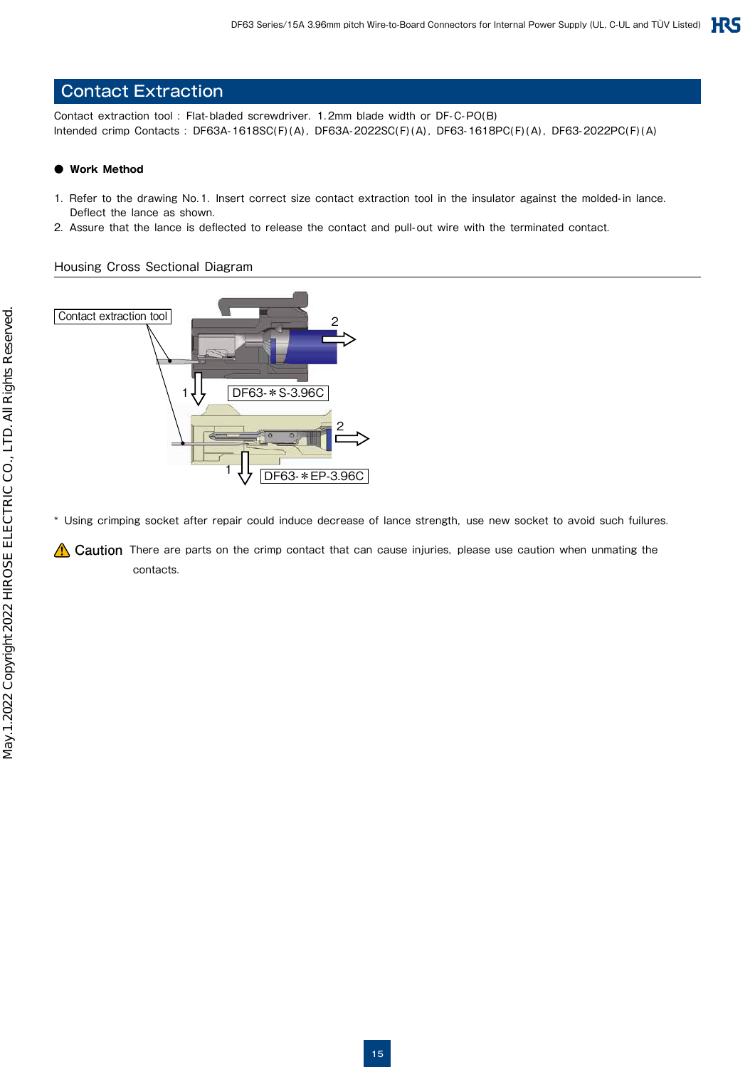## Contact Extraction

Contact extraction tool : Flat-bladed screwdriver. 1.2mm blade width or DF-C-PO(B)
Intended crimp Contacts : DF63A-1618SC(F)(A), DF63A-2022SC(F)(A), DF63-1618PC(F)(A), DF63-2022PC(F)(A)

### ● Work Method

1. Refer to the drawing No.1. Insert correct size contact extraction tool in the insulator against the molded-in lance. Deflect the lance as shown.
2. Assure that the lance is deflected to release the contact and pull-out wire with the terminated contact.

Housing Cross Sectional Diagram

Contact extraction tool

DF63-∗S-3.96C

DF63-∗EP-3.96C

\* Using crimping socket after repair could induce decrease of lance strength, use new socket to avoid such fuilures.

⚠ Caution There are parts on the crimp contact that can cause injuries, please use caution when unmating the contacts.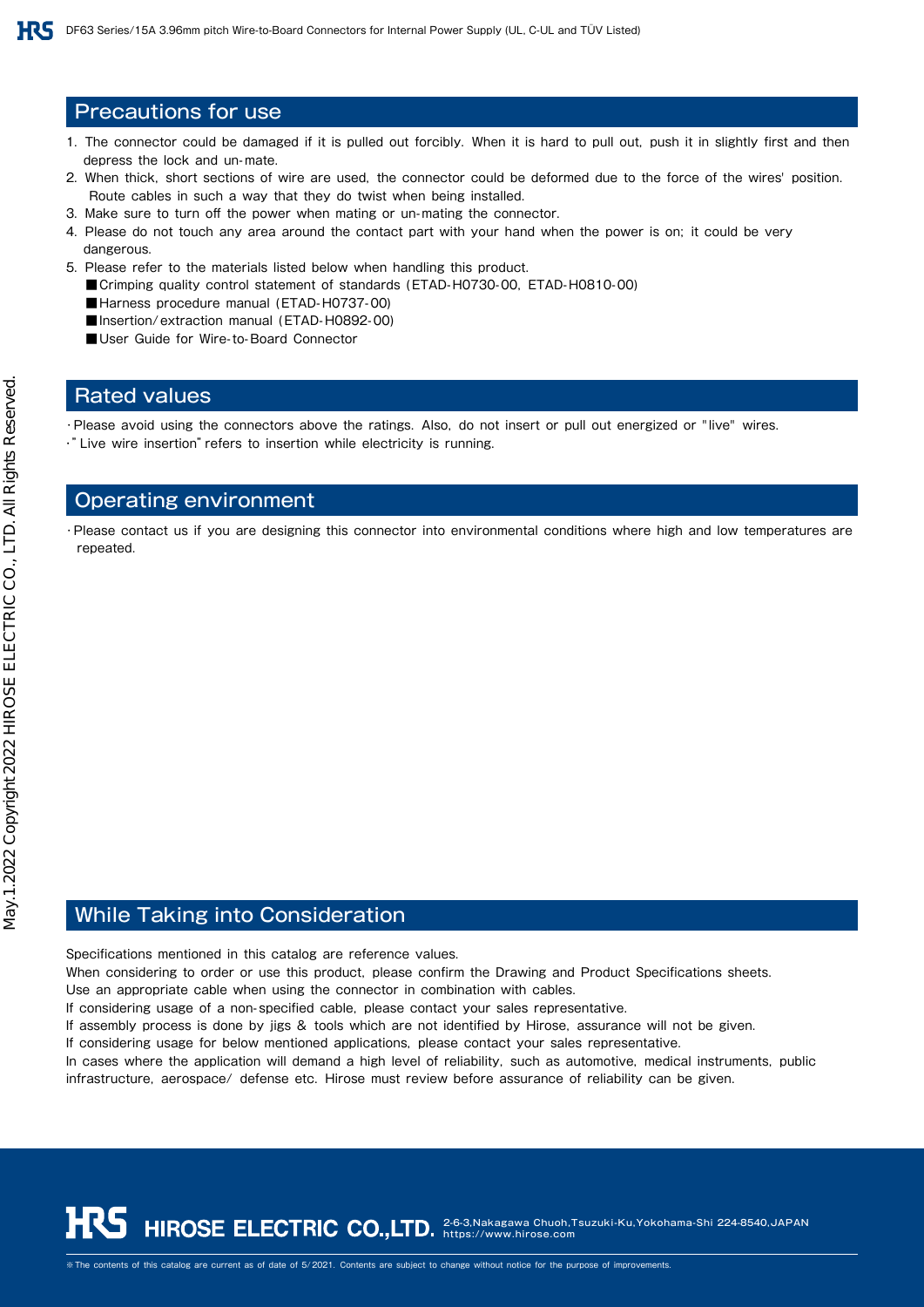## Precautions for use

1. The connector could be damaged if it is pulled out forcibly. When it is hard to pull out, push it in slightly first and then depress the lock and un-mate.
2. When thick, short sections of wire are used, the connector could be deformed due to the force of the wires' position. Route cables in such a way that they do twist when being installed.
3. Make sure to turn off the power when mating or un-mating the connector.
4. Please do not touch any area around the contact part with your hand when the power is on; it could be very dangerous.
5. Please refer to the materials listed below when handling this product.
   - ■Crimping quality control statement of standards (ETAD-H0730-00, ETAD-H0810-00)
   - ■Harness procedure manual (ETAD-H0737-00)
   - ■Insertion/extraction manual (ETAD-H0892-00)
   - ■User Guide for Wire-to-Board Connector

## Rated values

・Please avoid using the connectors above the ratings. Also, do not insert or pull out energized or "live" wires.
・"Live wire insertion" refers to insertion while electricity is running.

## Operating environment

・Please contact us if you are designing this connector into environmental conditions where high and low temperatures are repeated.

## While Taking into Consideration

Specifications mentioned in this catalog are reference values.
When considering to order or use this product, please confirm the Drawing and Product Specifications sheets.
Use an appropriate cable when using the connector in combination with cables.
If considering usage of a non-specified cable, please contact your sales representative.
If assembly process is done by jigs & tools which are not identified by Hirose, assurance will not be given.
If considering usage for below mentioned applications, please contact your sales representative.
In cases where the application will demand a high level of reliability, such as automotive, medical instruments, public infrastructure, aerospace/ defense etc. Hirose must review before assurance of reliability can be given.

HIROSE ELECTRIC CO.,LTD. 2-6-3,Nakagawa Chuoh,Tsuzuki-Ku,Yokohama-Shi 224-8540,JAPAN https://www.hirose.com

※The contents of this catalog are current as of date of 5/2021. Contents are subject to change without notice for the purpose of improvements.